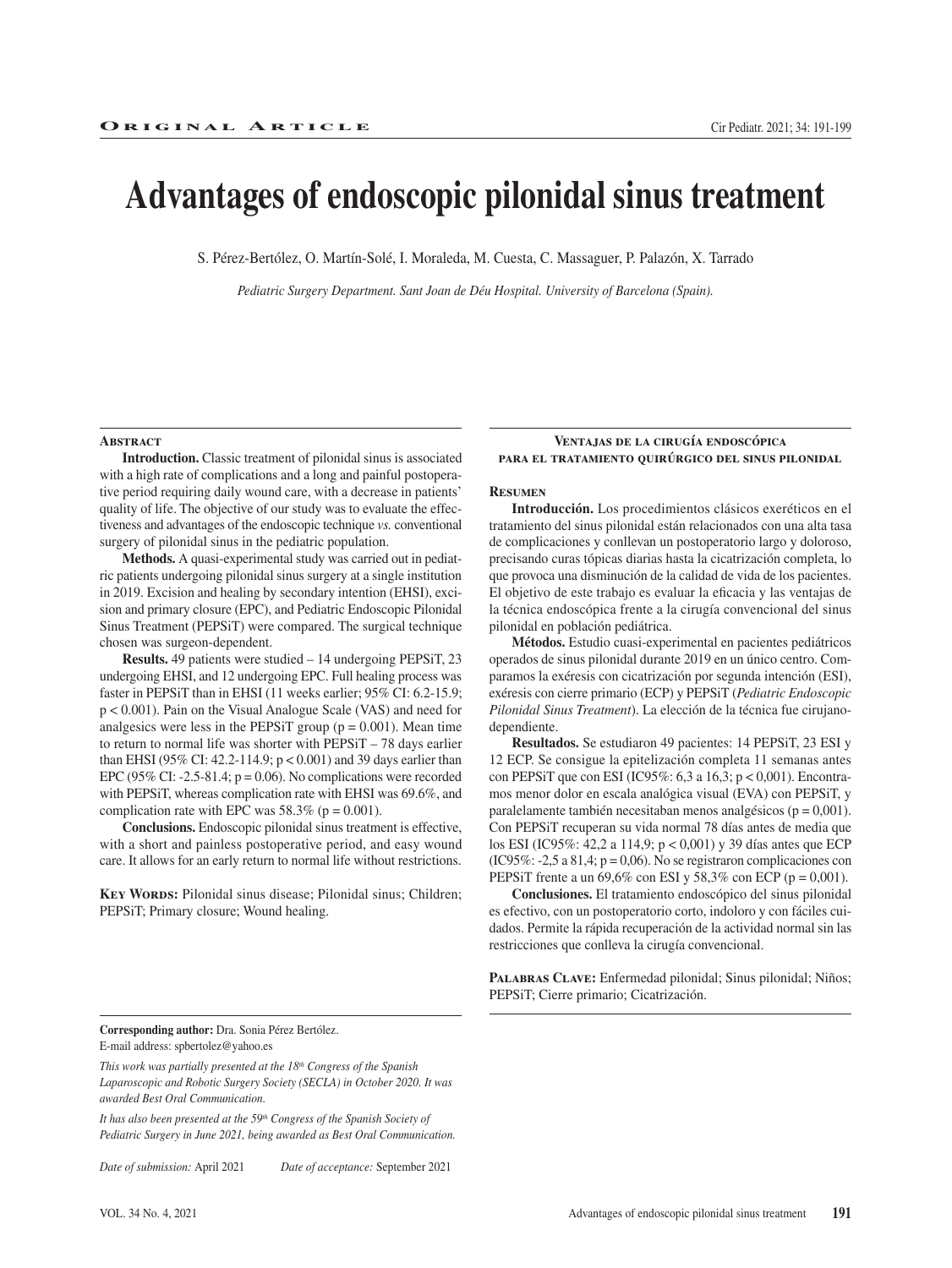**Original Article**

# Advantages of endoscopic pilonidal sinus treatment

S. Pérez-Bertólez, O. Martín-Solé, I. Moraleda, M. Cuesta, C. Massaguer, P. Palazón, X. Tarrado

*Pediatric Surgery Department. Sant Joan de Déu Hospital. University of Barcelona (Spain).*

## Abstract

**Introduction.** Classic treatment of pilonidal sinus is associated with a high rate of complications and a long and painful postoperative period requiring daily wound care, with a decrease in patients' quality of life. The objective of our study was to evaluate the effectiveness and advantages of the endoscopic technique *vs.* conventional surgery of pilonidal sinus in the pediatric population.

**Methods.** A quasi-experimental study was carried out in pediatric patients undergoing pilonidal sinus surgery at a single institution in 2019. Excision and healing by secondary intention (EHSI), excision and primary closure (EPC), and Pediatric Endoscopic Pilonidal Sinus Treatment (PEPSiT) were compared. The surgical technique chosen was surgeon-dependent.

**Results.** 49 patients were studied – 14 undergoing PEPSiT, 23 undergoing EHSI, and 12 undergoing EPC. Full healing process was faster in PEPSiT than in EHSI (11 weeks earlier; 95% CI: 6.2-15.9; $p < 0.001$). Pain on the Visual Analogue Scale (VAS) and need for analgesics were less in the PEPSiT group ($p = 0.001$). Mean time to return to normal life was shorter with PEPSiT – 78 days earlier than EHSI (95% CI: 42.2-114.9; $p < 0.001$) and 39 days earlier than EPC (95% CI: -2.5-81.4; $p = 0.06$). No complications were recorded with PEPSiT, whereas complication rate with EHSI was 69.6%, and complication rate with EPC was 58.3% ($p = 0.001$).

**Conclusions.** Endoscopic pilonidal sinus treatment is effective, with a short and painless postoperative period, and easy wound care. It allows for an early return to normal life without restrictions.

**Key Words:** Pilonidal sinus disease; Pilonidal sinus; Children; PEPSiT; Primary closure; Wound healing.

## Ventajas de la cirugía endoscópica para el tratamiento quirúrgico del sinus pilonidal

### Resumen

**Introducción.** Los procedimientos clásicos exeréticos en el tratamiento del sinus pilonidal están relacionados con una alta tasa de complicaciones y conllevan un postoperatorio largo y doloroso, precisando curas tópicas diarias hasta la cicatrización completa, lo que provoca una disminución de la calidad de vida de los pacientes. El objetivo de este trabajo es evaluar la eficacia y las ventajas de la técnica endoscópica frente a la cirugía convencional del sinus pilonidal en población pediátrica.

**Métodos.** Estudio cuasi-experimental en pacientes pediátricos operados de sinus pilonidal durante 2019 en un único centro. Comparamos la exéresis con cicatrización por segunda intención (ESI), exéresis con cierre primario (ECP) y PEPSiT (*Pediatric Endoscopic Pilonidal Sinus Treatment*). La elección de la técnica fue cirujano-dependiente.

**Resultados.** Se estudiaron 49 pacientes: 14 PEPSiT, 23 ESI y 12 ECP. Se consigue la epitelización completa 11 semanas antes con PEPSiT que con ESI (IC95%: 6,3 a 16,3; p < 0,001). Encontramos menor dolor en escala analógica visual (EVA) con PEPSiT, y paralelamente también necesitaban menos analgésicos (p = 0,001). Con PEPSiT recuperan su vida normal 78 días antes de media que los ESI (IC95%: 42,2 a 114,9; p < 0,001) y 39 días antes que ECP (IC95%: -2,5 a 81,4; p = 0,06). No se registraron complicaciones con PEPSiT frente a un 69,6% con ESI y 58,3% con ECP (p = 0,001).

**Conclusiones.** El tratamiento endoscópico del sinus pilonidal es efectivo, con un postoperatorio corto, indoloro y con fáciles cuidados. Permite la rápida recuperación de la actividad normal sin las restricciones que conlleva la cirugía convencional.

**Palabras Clave:** Enfermedad pilonidal; Sinus pilonidal; Niños; PEPSiT; Cierre primario; Cicatrización.

---

**Corresponding author:** Dra. Sonia Pérez Bertólez.
E-mail address: spbertolez@yahoo.es

*This work was partially presented at the 18th Congress of the Spanish Laparoscopic and Robotic Surgery Society (SECLA) in October 2020. It was awarded Best Oral Communication.*

*It has also been presented at the 59th Congress of the Spanish Society of Pediatric Surgery in June 2021, being awarded as Best Oral Communication.*

*Date of submission:* April 2021 *Date of acceptance:* September 2021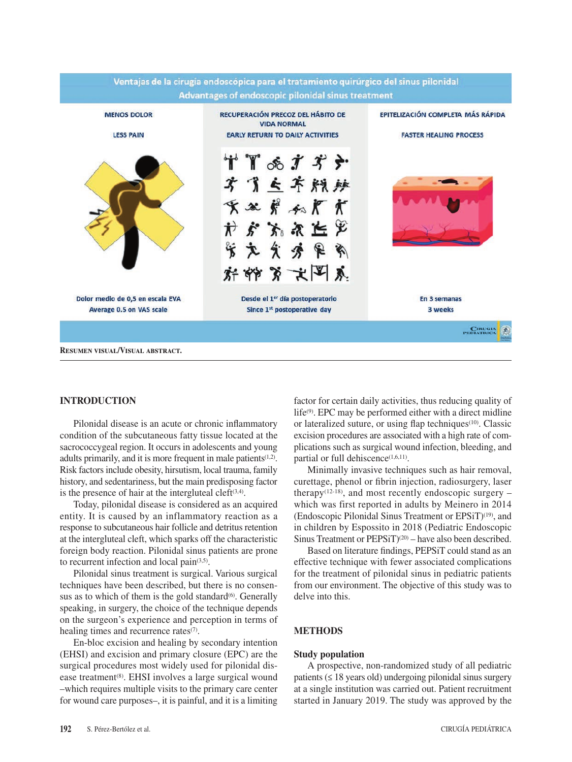Ventajas de la cirugía endoscópica para el tratamiento quirúrgico del sinus pilonidal
Advantages of endoscopic pilonidal sinus treatment

| MENOS DOLOR / LESS PAIN | RECUPERACIÓN PRECOZ DEL HÁBITO DE VIDA NORMAL / EARLY RETURN TO DAILY ACTIVITIES | EPITELIZACIÓN COMPLETA MÁS RÁPIDA / FASTER HEALING PROCESS |
|---|---|---|
| Dolor medio de 0,5 en escala EVA / Average 0.5 on VAS scale | Desde el 1er día postoperatorio / Since 1st postoperative day | En 3 semanas / 3 weeks |

**Resumen visual/Visual abstract.**

## INTRODUCTION

Pilonidal disease is an acute or chronic inflammatory condition of the subcutaneous fatty tissue located at the sacrococcygeal region. It occurs in adolescents and young adults primarily, and it is more frequent in male patients[1,2]. Risk factors include obesity, hirsutism, local trauma, family history, and sedentariness, but the main predisposing factor is the presence of hair at the intergluteal cleft[3,4].

Today, pilonidal disease is considered as an acquired entity. It is caused by an inflammatory reaction as a response to subcutaneous hair follicle and detritus retention at the intergluteal cleft, which sparks off the characteristic foreign body reaction. Pilonidal sinus patients are prone to recurrent infection and local pain[3,5].

Pilonidal sinus treatment is surgical. Various surgical techniques have been described, but there is no consensus as to which of them is the gold standard[6]. Generally speaking, in surgery, the choice of the technique depends on the surgeon's experience and perception in terms of healing times and recurrence rates[7].

En-bloc excision and healing by secondary intention (EHSI) and excision and primary closure (EPC) are the surgical procedures most widely used for pilonidal disease treatment[8]. EHSI involves a large surgical wound –which requires multiple visits to the primary care center for wound care purposes–, it is painful, and it is a limiting factor for certain daily activities, thus reducing quality of life[9]. EPC may be performed either with a direct midline or lateralized suture, or using flap techniques[10]. Classic excision procedures are associated with a high rate of complications such as surgical wound infection, bleeding, and partial or full dehiscence[1,6,11].

Minimally invasive techniques such as hair removal, curettage, phenol or fibrin injection, radiosurgery, laser therapy[12-18], and most recently endoscopic surgery – which was first reported in adults by Meinero in 2014 (Endoscopic Pilonidal Sinus Treatment or EPSiT)[19], and in children by Esposito in 2018 (Pediatric Endoscopic Sinus Treatment or PEPSiT)[20] – have also been described.

Based on literature findings, PEPSiT could stand as an effective technique with fewer associated complications for the treatment of pilonidal sinus in pediatric patients from our environment. The objective of this study was to delve into this.

## METHODS

### Study population

A prospective, non-randomized study of all pediatric patients (≤ 18 years old) undergoing pilonidal sinus surgery at a single institution was carried out. Patient recruitment started in January 2019. The study was approved by the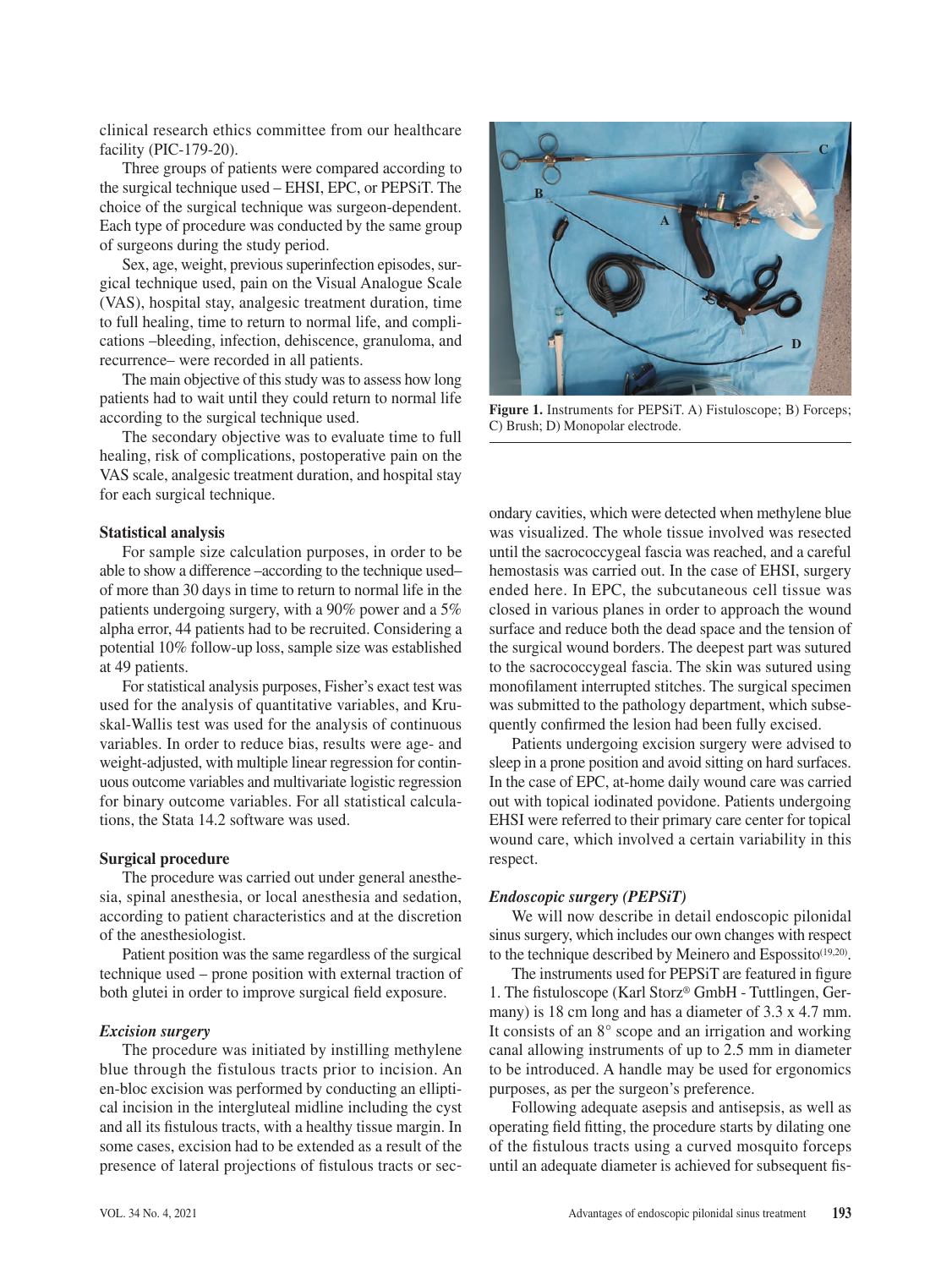clinical research ethics committee from our healthcare facility (PIC-179-20).

Three groups of patients were compared according to the surgical technique used – EHSI, EPC, or PEPSiT. The choice of the surgical technique was surgeon-dependent. Each type of procedure was conducted by the same group of surgeons during the study period.

Sex, age, weight, previous superinfection episodes, surgical technique used, pain on the Visual Analogue Scale (VAS), hospital stay, analgesic treatment duration, time to full healing, time to return to normal life, and complications –bleeding, infection, dehiscence, granuloma, and recurrence– were recorded in all patients.

The main objective of this study was to assess how long patients had to wait until they could return to normal life according to the surgical technique used.

The secondary objective was to evaluate time to full healing, risk of complications, postoperative pain on the VAS scale, analgesic treatment duration, and hospital stay for each surgical technique.

**Statistical analysis**

For sample size calculation purposes, in order to be able to show a difference –according to the technique used– of more than 30 days in time to return to normal life in the patients undergoing surgery, with a 90% power and a 5% alpha error, 44 patients had to be recruited. Considering a potential 10% follow-up loss, sample size was established at 49 patients.

For statistical analysis purposes, Fisher's exact test was used for the analysis of quantitative variables, and Kruskal-Wallis test was used for the analysis of continuous variables. In order to reduce bias, results were age- and weight-adjusted, with multiple linear regression for continuous outcome variables and multivariate logistic regression for binary outcome variables. For all statistical calculations, the Stata 14.2 software was used.

**Surgical procedure**

The procedure was carried out under general anesthesia, spinal anesthesia, or local anesthesia and sedation, according to patient characteristics and at the discretion of the anesthesiologist.

Patient position was the same regardless of the surgical technique used – prone position with external traction of both glutei in order to improve surgical field exposure.

***Excision surgery***

The procedure was initiated by instilling methylene blue through the fistulous tracts prior to incision. An en-bloc excision was performed by conducting an elliptical incision in the intergluteal midline including the cyst and all its fistulous tracts, with a healthy tissue margin. In some cases, excision had to be extended as a result of the presence of lateral projections of fistulous tracts or secondary cavities, which were detected when methylene blue was visualized. The whole tissue involved was resected until the sacrococcygeal fascia was reached, and a careful hemostasis was carried out. In the case of EHSI, surgery ended here. In EPC, the subcutaneous cell tissue was closed in various planes in order to approach the wound surface and reduce both the dead space and the tension of the surgical wound borders. The deepest part was sutured to the sacrococcygeal fascia. The skin was sutured using monofilament interrupted stitches. The surgical specimen was submitted to the pathology department, which subsequently confirmed the lesion had been fully excised.

Patients undergoing excision surgery were advised to sleep in a prone position and avoid sitting on hard surfaces. In the case of EPC, at-home daily wound care was carried out with topical iodinated povidone. Patients undergoing EHSI were referred to their primary care center for topical wound care, which involved a certain variability in this respect.

**Figure 1.** Instruments for PEPSiT. A) Fistuloscope; B) Forceps; C) Brush; D) Monopolar electrode.

***Endoscopic surgery (PEPSiT)***

We will now describe in detail endoscopic pilonidal sinus surgery, which includes our own changes with respect to the technique described by Meinero and Espossito[19,20].

The instruments used for PEPSiT are featured in figure 1. The fistuloscope (Karl Storz® GmbH - Tuttlingen, Germany) is 18 cm long and has a diameter of 3.3 x 4.7 mm. It consists of an 8° scope and an irrigation and working canal allowing instruments of up to 2.5 mm in diameter to be introduced. A handle may be used for ergonomics purposes, as per the surgeon's preference.

Following adequate asepsis and antisepsis, as well as operating field fitting, the procedure starts by dilating one of the fistulous tracts using a curved mosquito forceps until an adequate diameter is achieved for subsequent fis-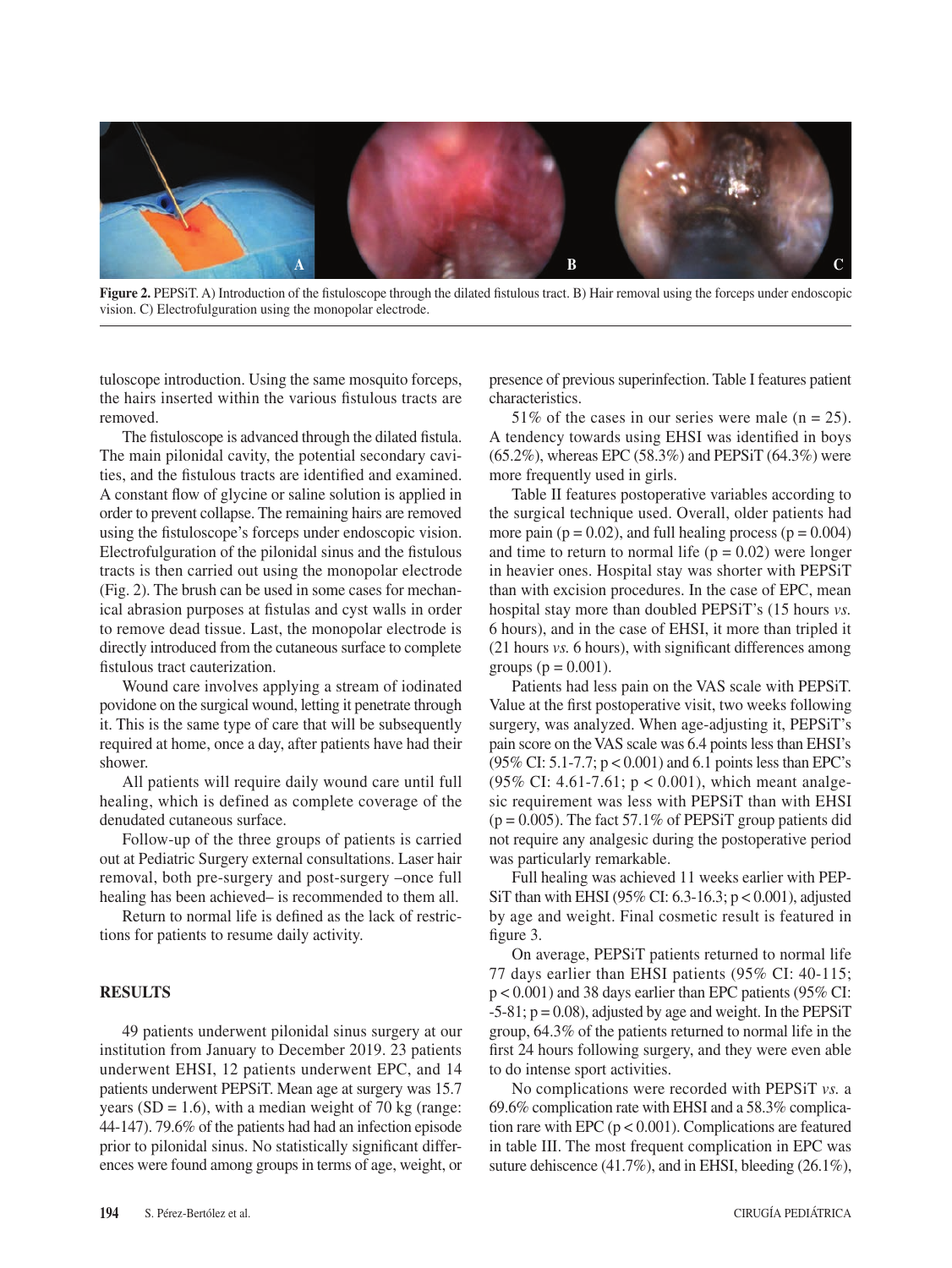**Figure 2.** PEPSiT. A) Introduction of the fistuloscope through the dilated fistulous tract. B) Hair removal using the forceps under endoscopic vision. C) Electrofulguration using the monopolar electrode.

tuloscope introduction. Using the same mosquito forceps, the hairs inserted within the various fistulous tracts are removed.

The fistuloscope is advanced through the dilated fistula. The main pilonidal cavity, the potential secondary cavities, and the fistulous tracts are identified and examined. A constant flow of glycine or saline solution is applied in order to prevent collapse. The remaining hairs are removed using the fistuloscope's forceps under endoscopic vision. Electrofulguration of the pilonidal sinus and the fistulous tracts is then carried out using the monopolar electrode (Fig. 2). The brush can be used in some cases for mechanical abrasion purposes at fistulas and cyst walls in order to remove dead tissue. Last, the monopolar electrode is directly introduced from the cutaneous surface to complete fistulous tract cauterization.

Wound care involves applying a stream of iodinated povidone on the surgical wound, letting it penetrate through it. This is the same type of care that will be subsequently required at home, once a day, after patients have had their shower.

All patients will require daily wound care until full healing, which is defined as complete coverage of the denudated cutaneous surface.

Follow-up of the three groups of patients is carried out at Pediatric Surgery external consultations. Laser hair removal, both pre-surgery and post-surgery –once full healing has been achieved– is recommended to them all.

Return to normal life is defined as the lack of restrictions for patients to resume daily activity.

## RESULTS

49 patients underwent pilonidal sinus surgery at our institution from January to December 2019. 23 patients underwent EHSI, 12 patients underwent EPC, and 14 patients underwent PEPSiT. Mean age at surgery was 15.7 years (SD = 1.6), with a median weight of 70 kg (range: 44-147). 79.6% of the patients had had an infection episode prior to pilonidal sinus. No statistically significant differences were found among groups in terms of age, weight, or presence of previous superinfection. Table I features patient characteristics.

51% of the cases in our series were male (n = 25). A tendency towards using EHSI was identified in boys (65.2%), whereas EPC (58.3%) and PEPSiT (64.3%) were more frequently used in girls.

Table II features postoperative variables according to the surgical technique used. Overall, older patients had more pain ($p = 0.02$), and full healing process ($p = 0.004$) and time to return to normal life ($p = 0.02$) were longer in heavier ones. Hospital stay was shorter with PEPSiT than with excision procedures. In the case of EPC, mean hospital stay more than doubled PEPSiT's (15 hours *vs.* 6 hours), and in the case of EHSI, it more than tripled it (21 hours *vs.* 6 hours), with significant differences among groups ($p = 0.001$).

Patients had less pain on the VAS scale with PEPSiT. Value at the first postoperative visit, two weeks following surgery, was analyzed. When age-adjusting it, PEPSiT's pain score on the VAS scale was 6.4 points less than EHSI's (95% CI: 5.1-7.7; $p < 0.001$) and 6.1 points less than EPC's (95% CI: 4.61-7.61; $p < 0.001$), which meant analgesic requirement was less with PEPSiT than with EHSI ($p = 0.005$). The fact 57.1% of PEPSiT group patients did not require any analgesic during the postoperative period was particularly remarkable.

Full healing was achieved 11 weeks earlier with PEPSiT than with EHSI (95% CI: 6.3-16.3; $p < 0.001$), adjusted by age and weight. Final cosmetic result is featured in figure 3.

On average, PEPSiT patients returned to normal life 77 days earlier than EHSI patients (95% CI: 40-115; $p < 0.001$) and 38 days earlier than EPC patients (95% CI: -5-81; $p = 0.08$), adjusted by age and weight. In the PEPSiT group, 64.3% of the patients returned to normal life in the first 24 hours following surgery, and they were even able to do intense sport activities.

No complications were recorded with PEPSiT *vs.* a 69.6% complication rate with EHSI and a 58.3% complication rare with EPC ($p < 0.001$). Complications are featured in table III. The most frequent complication in EPC was suture dehiscence (41.7%), and in EHSI, bleeding (26.1%),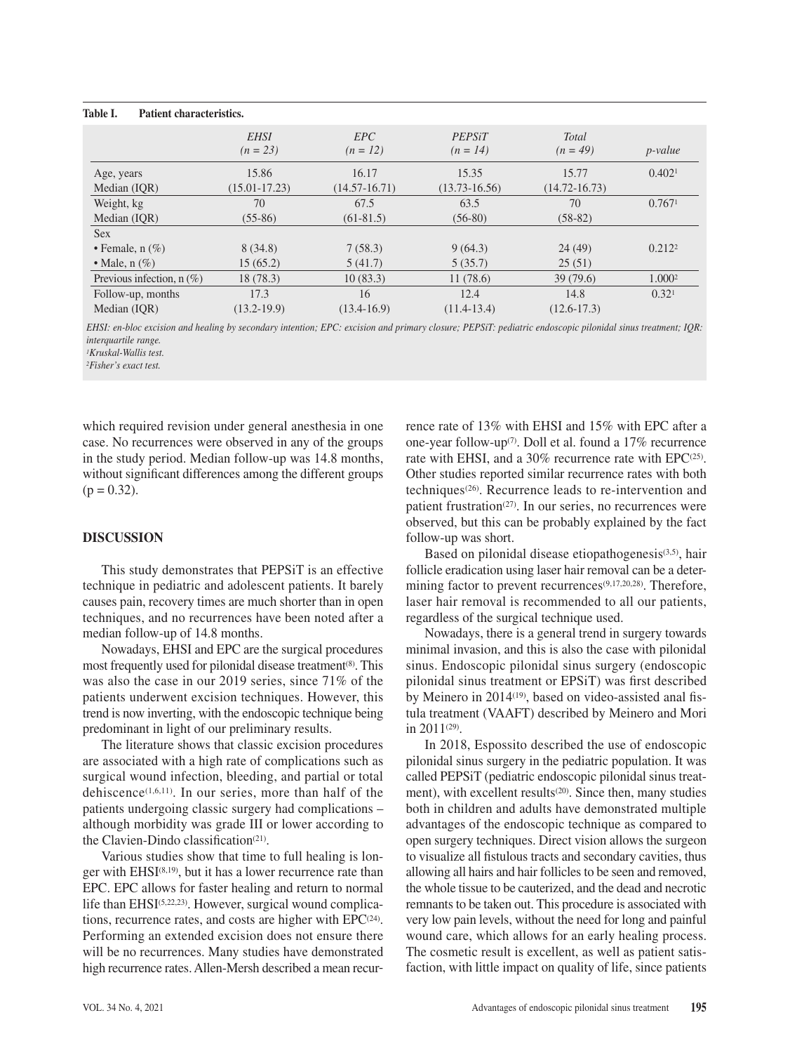**Table I. Patient characteristics.**

| | *EHSI* *(n = 23)* | *EPC* *(n = 12)* | *PEPSiT* *(n = 14)* | *Total* *(n = 49)* | *p-value* |
|---|---|---|---|---|---|
| Age, years Median (IQR) | 15.86 (15.01-17.23) | 16.17 (14.57-16.71) | 15.35 (13.73-16.56) | 15.77 (14.72-16.73) | 0.402[1] |
| Weight, kg Median (IQR) | 70 (55-86) | 67.5 (61-81.5) | 63.5 (56-80) | 70 (58-82) | 0.767[1] |
| Sex | | | | | |
| • Female, n (%) | 8 (34.8) | 7 (58.3) | 9 (64.3) | 24 (49) | 0.212[2] |
| • Male, n (%) | 15 (65.2) | 5 (41.7) | 5 (35.7) | 25 (51) | |
| Previous infection, n (%) | 18 (78.3) | 10 (83.3) | 11 (78.6) | 39 (79.6) | 1.000[2] |
| Follow-up, months Median (IQR) | 17.3 (13.2-19.9) | 16 (13.4-16.9) | 12.4 (11.4-13.4) | 14.8 (12.6-17.3) | 0.32[1] |

*EHSI: en-bloc excision and healing by secondary intention; EPC: excision and primary closure; PEPSiT: pediatric endoscopic pilonidal sinus treatment; IQR: interquartile range.*
*[1]Kruskal-Wallis test.*
*[2]Fisher's exact test.*

which required revision under general anesthesia in one case. No recurrences were observed in any of the groups in the study period. Median follow-up was 14.8 months, without significant differences among the different groups ($p = 0.32$).

## DISCUSSION

This study demonstrates that PEPSiT is an effective technique in pediatric and adolescent patients. It barely causes pain, recovery times are much shorter than in open techniques, and no recurrences have been noted after a median follow-up of 14.8 months.

Nowadays, EHSI and EPC are the surgical procedures most frequently used for pilonidal disease treatment[8]. This was also the case in our 2019 series, since 71% of the patients underwent excision techniques. However, this trend is now inverting, with the endoscopic technique being predominant in light of our preliminary results.

The literature shows that classic excision procedures are associated with a high rate of complications such as surgical wound infection, bleeding, and partial or total dehiscence[1,6,11]. In our series, more than half of the patients undergoing classic surgery had complications – although morbidity was grade III or lower according to the Clavien-Dindo classification[21].

Various studies show that time to full healing is longer with EHSI[8,19], but it has a lower recurrence rate than EPC. EPC allows for faster healing and return to normal life than EHSI[5,22,23]. However, surgical wound complications, recurrence rates, and costs are higher with EPC[24]. Performing an extended excision does not ensure there will be no recurrences. Many studies have demonstrated high recurrence rates. Allen-Mersh described a mean recurrence rate of 13% with EHSI and 15% with EPC after a one-year follow-up[7]. Doll et al. found a 17% recurrence rate with EHSI, and a 30% recurrence rate with EPC[25]. Other studies reported similar recurrence rates with both techniques[26]. Recurrence leads to re-intervention and patient frustration[27]. In our series, no recurrences were observed, but this can be probably explained by the fact follow-up was short.

Based on pilonidal disease etiopathogenesis[3,5], hair follicle eradication using laser hair removal can be a determining factor to prevent recurrences[9,17,20,28]. Therefore, laser hair removal is recommended to all our patients, regardless of the surgical technique used.

Nowadays, there is a general trend in surgery towards minimal invasion, and this is also the case with pilonidal sinus. Endoscopic pilonidal sinus surgery (endoscopic pilonidal sinus treatment or EPSiT) was first described by Meinero in 2014[19], based on video-assisted anal fistula treatment (VAAFT) described by Meinero and Mori in 2011[29].

In 2018, Espossito described the use of endoscopic pilonidal sinus surgery in the pediatric population. It was called PEPSiT (pediatric endoscopic pilonidal sinus treatment), with excellent results[20]. Since then, many studies both in children and adults have demonstrated multiple advantages of the endoscopic technique as compared to open surgery techniques. Direct vision allows the surgeon to visualize all fistulous tracts and secondary cavities, thus allowing all hairs and hair follicles to be seen and removed, the whole tissue to be cauterized, and the dead and necrotic remnants to be taken out. This procedure is associated with very low pain levels, without the need for long and painful wound care, which allows for an early healing process. The cosmetic result is excellent, as well as patient satisfaction, with little impact on quality of life, since patients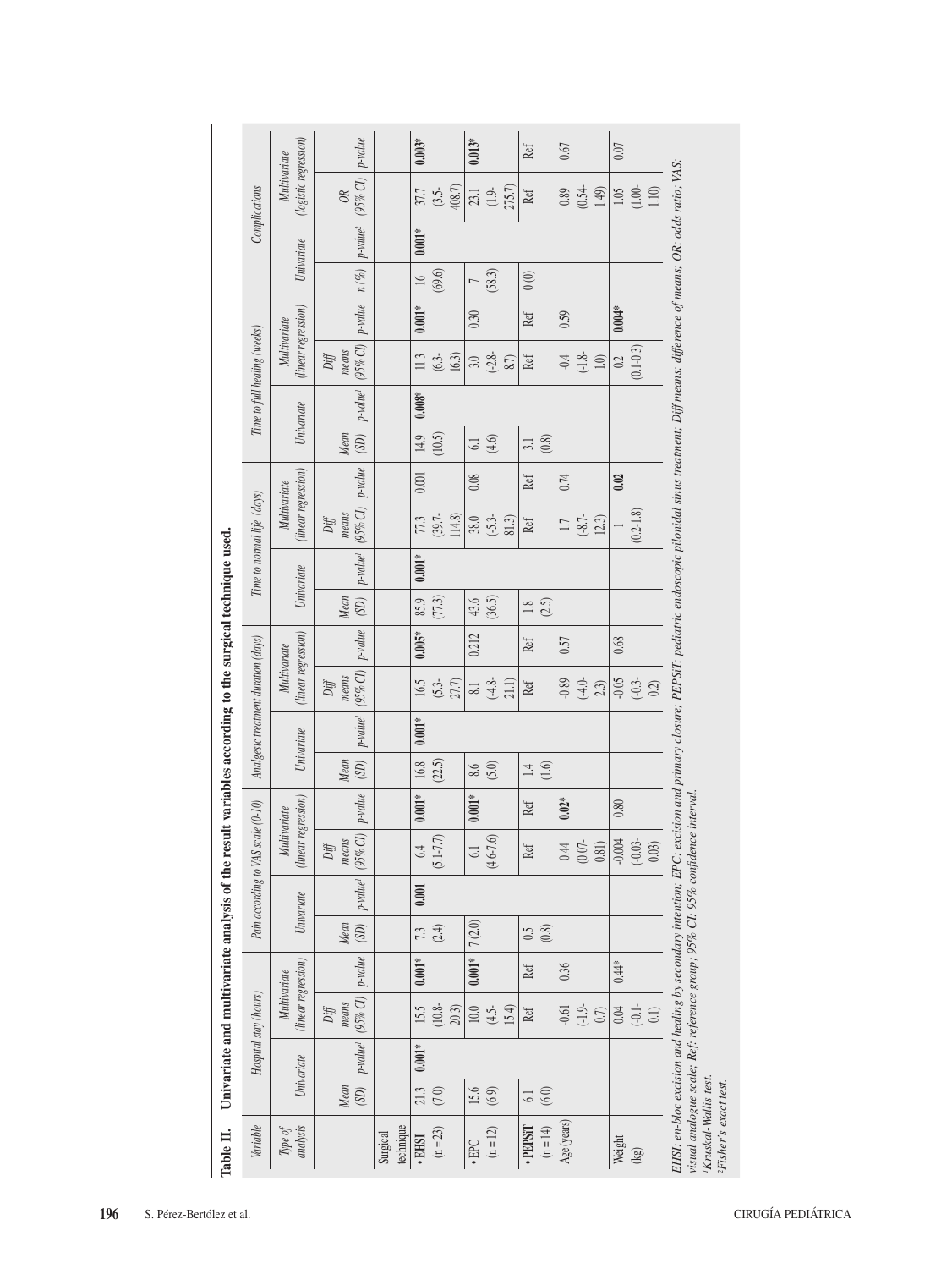**Table II. Univariate and multivariate analysis of the result variables according to the surgical technique used.**

| Variable | Hospital stay (hours) | | | | Pain according to VAS scale (0-10) | | | | Analgesic treatment duration (days) | | | | Time to normal life (days) | | | | Time to full healing (weeks) | | | | Complications | | | |
|---|---|---|---|---|---|---|---|---|---|---|---|---|---|---|---|---|---|---|---|---|---|---|---|---|
| Type of analysis | Univariate | | Multivariate (linear regression) | | Univariate | | Multivariate (linear regression) | | Univariate | | Multivariate (linear regression) | | Univariate | | Multivariate (linear regression) | | Univariate | | Multivariate (linear regression) | | Univariate | | Multivariate (logistic regression) | |
| | Mean (SD) | p-value[1] | Diff means (95% CI) | p-value | Mean (SD) | p-value[1] | Diff means (95% CI) | p-value | Mean (SD) | p-value[1] | Diff means (95% CI) | p-value | Mean (SD) | p-value[1] | Diff means (95% CI) | p-value | Mean (SD) | p-value[1] | Diff means (95% CI) | p-value | n (%) | p-value[2] | OR (95% CI) | p-value |
| Surgical technique | | | | | | | | | | | | | | | | | | | | | | | | |
| • EHSI (n = 23) | 21.3 (7.0) | **0.001*** | 15.5 (10.8-20.3) | **0.001*** | 7.3 (2.4) | **0.001** | 6.4 (5.1-7.7) | **0.001*** | 16.8 (22.5) | **0.001*** | 16.5 (5.3-27.7) | **0.005*** | 85.9 (77.3) | **0.001*** | 77.3 (39.7-114.8) | 0.001 | 14.9 (10.5) | **0.008*** | 11.3 (6.3-16.3) | **0.001*** | 16 (69.6) | **0.001*** | 37.7 (3.5-408.7) | **0.003*** |
| • EPC (n = 12) | 15.6 (6.9) | | 10.0 (4.5-15.4) | **0.001*** | 7 (2.0) | | 6.1 (4.6-7.6) | **0.001*** | 8.6 (5.0) | | 8.1 (-4.8-21.1) | 0.212 | 43.6 (36.5) | | 38.0 (-5.3-81.3) | 0.08 | 6.1 (4.6) | | 3.0 (-2.8-8.7) | 0.30 | 7 (58.3) | | 23.1 (1.9-275.7) | **0.013*** |
| • PEPSiT (n = 14) | 6.1 (6.0) | | Ref | Ref | 0.5 (0.8) | | Ref | Ref | 1.4 (1.6) | | Ref | Ref | 1.8 (2.5) | | Ref | Ref | 3.1 (0.8) | | Ref | Ref | 0 (0) | | Ref | Ref |
| Age (years) | | | -0.61 (-1.9-0.7) | 0.36 | | | 0.44 (0.07-0.81) | **0.02*** | | | -0.89 (-4.0-2.3) | 0.57 | | | 1.7 (-8.7-12.3) | 0.74 | | | -0.4 (-1.8-1.0) | 0.59 | | | 0.89 (0.54-1.49) | 0.67 |
| Weight (kg) | | | 0.04 (-0.1-0.1) | 0.44* | | | -0.004 (-0.03-0.03) | 0.80 | | | -0.05 (-0.3-0.2) | 0.68 | | | 1 (0.2-1.8) | **0.02** | | | 0.2 (0.1-0.3) | **0.004*** | | | 1.05 (1.00-1.10) | 0.07 |

*EHSI: en-bloc excision and healing by secondary intention; EPC: excision and primary closure; PEPSiT: pediatric endoscopic pilonidal sinus treatment; Diff means: difference of means; OR: odds ratio; VAS: visual analogue scale; Ref: reference group; 95% CI: 95% confidence interval.*
[1]*Kruskal-Wallis test.*
[2]*Fisher's exact test.*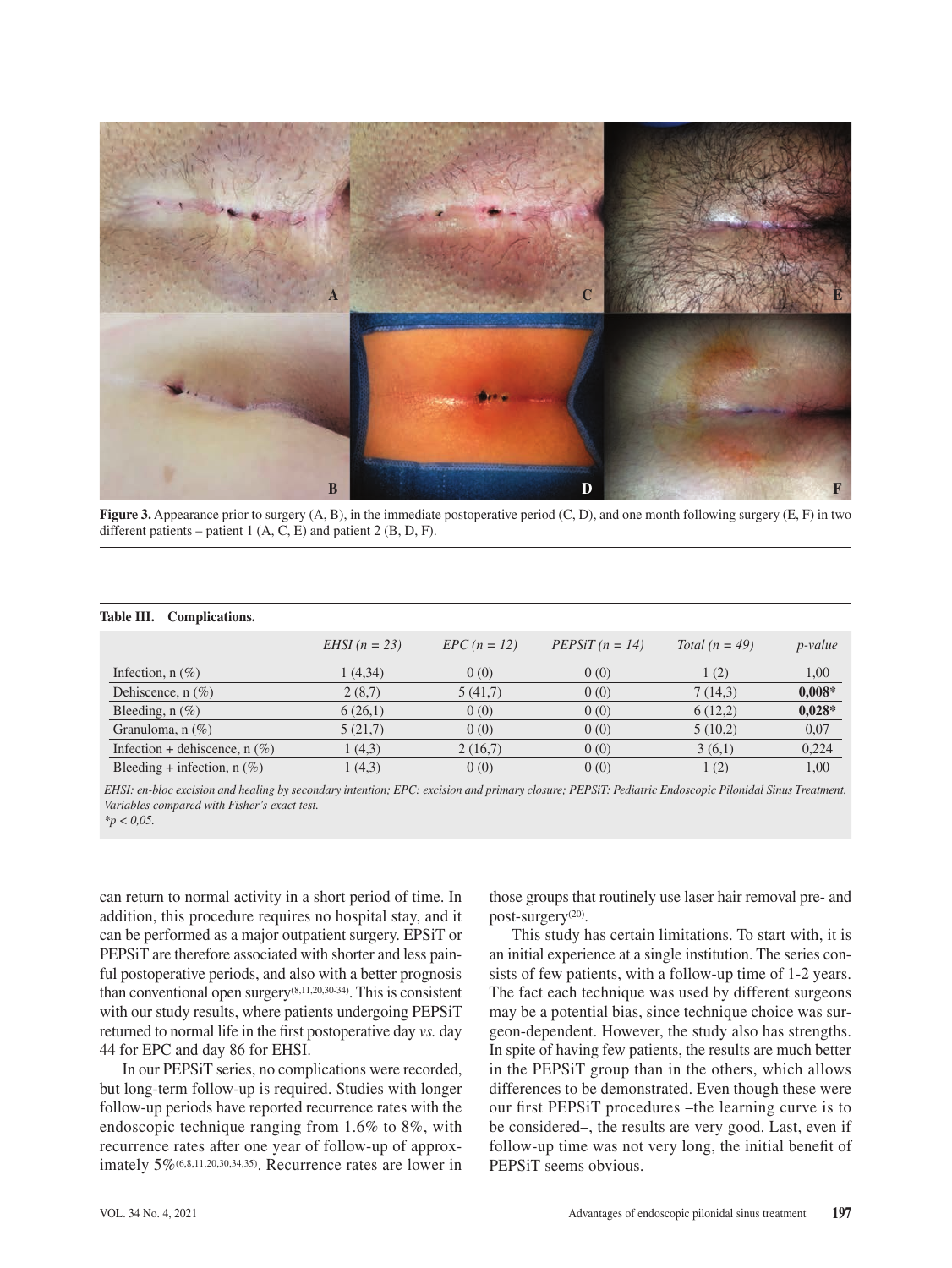**Figure 3.** Appearance prior to surgery (A, B), in the immediate postoperative period (C, D), and one month following surgery (E, F) in two different patients – patient 1 (A, C, E) and patient 2 (B, D, F).

**Table III. Complications.**

| | *EHSI (n = 23)* | *EPC (n = 12)* | *PEPSiT (n = 14)* | *Total (n = 49)* | *p-value* |
|---|---|---|---|---|---|
| Infection, n (%) | 1 (4,34) | 0 (0) | 0 (0) | 1 (2) | 1,00 |
| Dehiscence, n (%) | 2 (8,7) | 5 (41,7) | 0 (0) | 7 (14,3) | **0,008*** |
| Bleeding, n (%) | 6 (26,1) | 0 (0) | 0 (0) | 6 (12,2) | **0,028*** |
| Granuloma, n (%) | 5 (21,7) | 0 (0) | 0 (0) | 5 (10,2) | 0,07 |
| Infection + dehiscence, n (%) | 1 (4,3) | 2 (16,7) | 0 (0) | 3 (6,1) | 0,224 |
| Bleeding + infection, n (%) | 1 (4,3) | 0 (0) | 0 (0) | 1 (2) | 1,00 |

*EHSI: en-bloc excision and healing by secondary intention; EPC: excision and primary closure; PEPSiT: Pediatric Endoscopic Pilonidal Sinus Treatment. Variables compared with Fisher's exact test.*
*$^*p < 0,05$.*

can return to normal activity in a short period of time. In addition, this procedure requires no hospital stay, and it can be performed as a major outpatient surgery. EPSiT or PEPSiT are therefore associated with shorter and less painful postoperative periods, and also with a better prognosis than conventional open surgery[8,11,20,30-34]. This is consistent with our study results, where patients undergoing PEPSiT returned to normal life in the first postoperative day *vs.* day 44 for EPC and day 86 for EHSI.

In our PEPSiT series, no complications were recorded, but long-term follow-up is required. Studies with longer follow-up periods have reported recurrence rates with the endoscopic technique ranging from 1.6% to 8%, with recurrence rates after one year of follow-up of approximately 5%[6,8,11,20,30,34,35]. Recurrence rates are lower in those groups that routinely use laser hair removal pre- and post-surgery[20].

This study has certain limitations. To start with, it is an initial experience at a single institution. The series consists of few patients, with a follow-up time of 1-2 years. The fact each technique was used by different surgeons may be a potential bias, since technique choice was surgeon-dependent. However, the study also has strengths. In spite of having few patients, the results are much better in the PEPSiT group than in the others, which allows differences to be demonstrated. Even though these were our first PEPSiT procedures –the learning curve is to be considered–, the results are very good. Last, even if follow-up time was not very long, the initial benefit of PEPSiT seems obvious.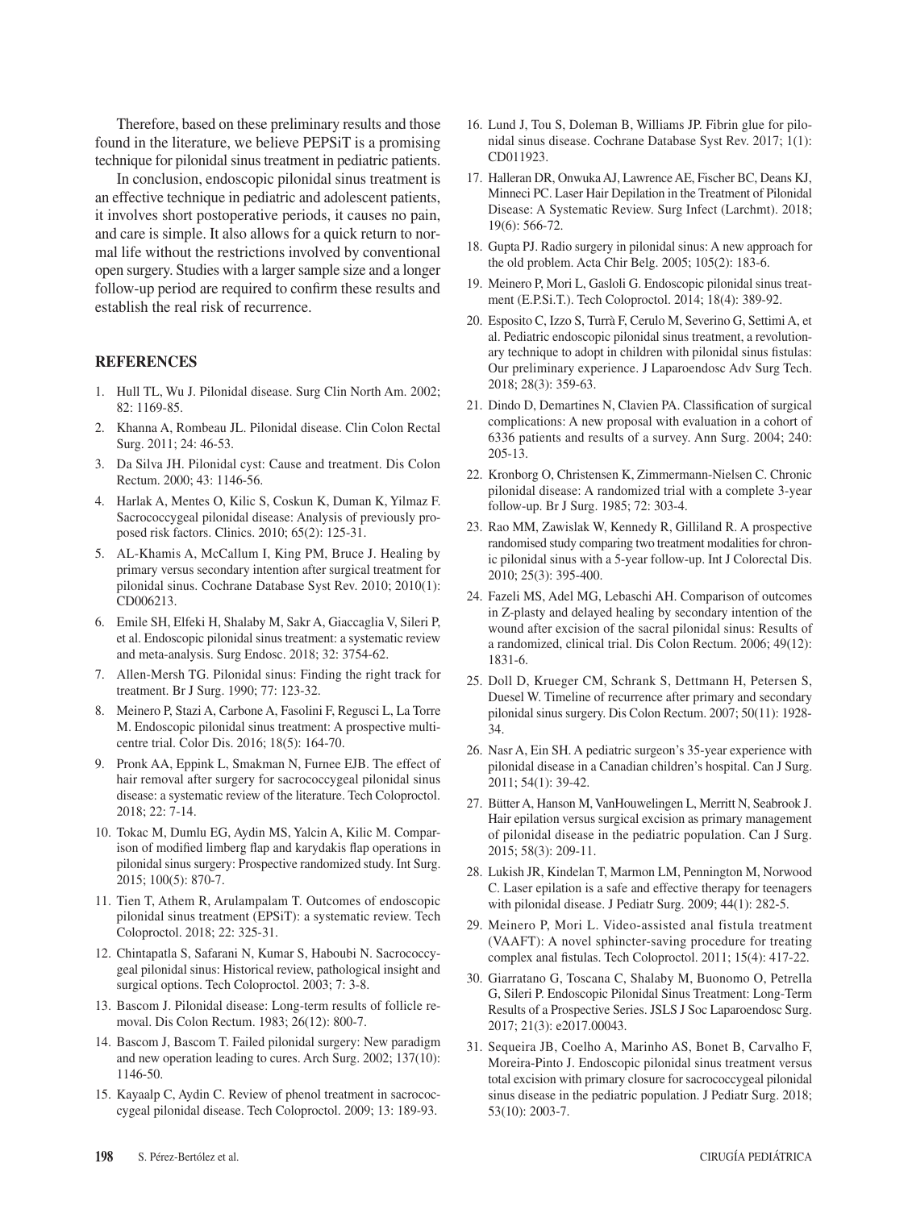Therefore, based on these preliminary results and those found in the literature, we believe PEPSiT is a promising technique for pilonidal sinus treatment in pediatric patients.

In conclusion, endoscopic pilonidal sinus treatment is an effective technique in pediatric and adolescent patients, it involves short postoperative periods, it causes no pain, and care is simple. It also allows for a quick return to normal life without the restrictions involved by conventional open surgery. Studies with a larger sample size and a longer follow-up period are required to confirm these results and establish the real risk of recurrence.

## REFERENCES

1. Hull TL, Wu J. Pilonidal disease. Surg Clin North Am. 2002; 82: 1169-85.
2. Khanna A, Rombeau JL. Pilonidal disease. Clin Colon Rectal Surg. 2011; 24: 46-53.
3. Da Silva JH. Pilonidal cyst: Cause and treatment. Dis Colon Rectum. 2000; 43: 1146-56.
4. Harlak A, Mentes O, Kilic S, Coskun K, Duman K, Yilmaz F. Sacrococcygeal pilonidal disease: Analysis of previously proposed risk factors. Clinics. 2010; 65(2): 125-31.
5. AL-Khamis A, McCallum I, King PM, Bruce J. Healing by primary versus secondary intention after surgical treatment for pilonidal sinus. Cochrane Database Syst Rev. 2010; 2010(1): CD006213.
6. Emile SH, Elfeki H, Shalaby M, Sakr A, Giaccaglia V, Sileri P, et al. Endoscopic pilonidal sinus treatment: a systematic review and meta-analysis. Surg Endosc. 2018; 32: 3754-62.
7. Allen-Mersh TG. Pilonidal sinus: Finding the right track for treatment. Br J Surg. 1990; 77: 123-32.
8. Meinero P, Stazi A, Carbone A, Fasolini F, Regusci L, La Torre M. Endoscopic pilonidal sinus treatment: A prospective multicentre trial. Color Dis. 2016; 18(5): 164-70.
9. Pronk AA, Eppink L, Smakman N, Furnee EJB. The effect of hair removal after surgery for sacrococcygeal pilonidal sinus disease: a systematic review of the literature. Tech Coloproctol. 2018; 22: 7-14.
10. Tokac M, Dumlu EG, Aydin MS, Yalcin A, Kilic M. Comparison of modified limberg flap and karydakis flap operations in pilonidal sinus surgery: Prospective randomized study. Int Surg. 2015; 100(5): 870-7.
11. Tien T, Athem R, Arulampalam T. Outcomes of endoscopic pilonidal sinus treatment (EPSiT): a systematic review. Tech Coloproctol. 2018; 22: 325-31.
12. Chintapatla S, Safarani N, Kumar S, Haboubi N. Sacrococcygeal pilonidal sinus: Historical review, pathological insight and surgical options. Tech Coloproctol. 2003; 7: 3-8.
13. Bascom J. Pilonidal disease: Long-term results of follicle removal. Dis Colon Rectum. 1983; 26(12): 800-7.
14. Bascom J, Bascom T. Failed pilonidal surgery: New paradigm and new operation leading to cures. Arch Surg. 2002; 137(10): 1146-50.
15. Kayaalp C, Aydin C. Review of phenol treatment in sacrococcygeal pilonidal disease. Tech Coloproctol. 2009; 13: 189-93.
16. Lund J, Tou S, Doleman B, Williams JP. Fibrin glue for pilonidal sinus disease. Cochrane Database Syst Rev. 2017; 1(1): CD011923.
17. Halleran DR, Onwuka AJ, Lawrence AE, Fischer BC, Deans KJ, Minneci PC. Laser Hair Depilation in the Treatment of Pilonidal Disease: A Systematic Review. Surg Infect (Larchmt). 2018; 19(6): 566-72.
18. Gupta PJ. Radio surgery in pilonidal sinus: A new approach for the old problem. Acta Chir Belg. 2005; 105(2): 183-6.
19. Meinero P, Mori L, Gasloli G. Endoscopic pilonidal sinus treatment (E.P.Si.T.). Tech Coloproctol. 2014; 18(4): 389-92.
20. Esposito C, Izzo S, Turrà F, Cerulo M, Severino G, Settimi A, et al. Pediatric endoscopic pilonidal sinus treatment, a revolutionary technique to adopt in children with pilonidal sinus fistulas: Our preliminary experience. J Laparoendosc Adv Surg Tech. 2018; 28(3): 359-63.
21. Dindo D, Demartines N, Clavien PA. Classification of surgical complications: A new proposal with evaluation in a cohort of 6336 patients and results of a survey. Ann Surg. 2004; 240: 205-13.
22. Kronborg O, Christensen K, Zimmermann-Nielsen C. Chronic pilonidal disease: A randomized trial with a complete 3-year follow-up. Br J Surg. 1985; 72: 303-4.
23. Rao MM, Zawislak W, Kennedy R, Gilliland R. A prospective randomised study comparing two treatment modalities for chronic pilonidal sinus with a 5-year follow-up. Int J Colorectal Dis. 2010; 25(3): 395-400.
24. Fazeli MS, Adel MG, Lebaschi AH. Comparison of outcomes in Z-plasty and delayed healing by secondary intention of the wound after excision of the sacral pilonidal sinus: Results of a randomized, clinical trial. Dis Colon Rectum. 2006; 49(12): 1831-6.
25. Doll D, Krueger CM, Schrank S, Dettmann H, Petersen S, Duesel W. Timeline of recurrence after primary and secondary pilonidal sinus surgery. Dis Colon Rectum. 2007; 50(11): 1928-34.
26. Nasr A, Ein SH. A pediatric surgeon's 35-year experience with pilonidal disease in a Canadian children's hospital. Can J Surg. 2011; 54(1): 39-42.
27. Bütter A, Hanson M, VanHouwelingen L, Merritt N, Seabrook J. Hair epilation versus surgical excision as primary management of pilonidal disease in the pediatric population. Can J Surg. 2015; 58(3): 209-11.
28. Lukish JR, Kindelan T, Marmon LM, Pennington M, Norwood C. Laser epilation is a safe and effective therapy for teenagers with pilonidal disease. J Pediatr Surg. 2009; 44(1): 282-5.
29. Meinero P, Mori L. Video-assisted anal fistula treatment (VAAFT): A novel sphincter-saving procedure for treating complex anal fistulas. Tech Coloproctol. 2011; 15(4): 417-22.
30. Giarratano G, Toscana C, Shalaby M, Buonomo O, Petrella G, Sileri P. Endoscopic Pilonidal Sinus Treatment: Long-Term Results of a Prospective Series. JSLS J Soc Laparoendosc Surg. 2017; 21(3): e2017.00043.
31. Sequeira JB, Coelho A, Marinho AS, Bonet B, Carvalho F, Moreira-Pinto J. Endoscopic pilonidal sinus treatment versus total excision with primary closure for sacrococcygeal pilonidal sinus disease in the pediatric population. J Pediatr Surg. 2018; 53(10): 2003-7.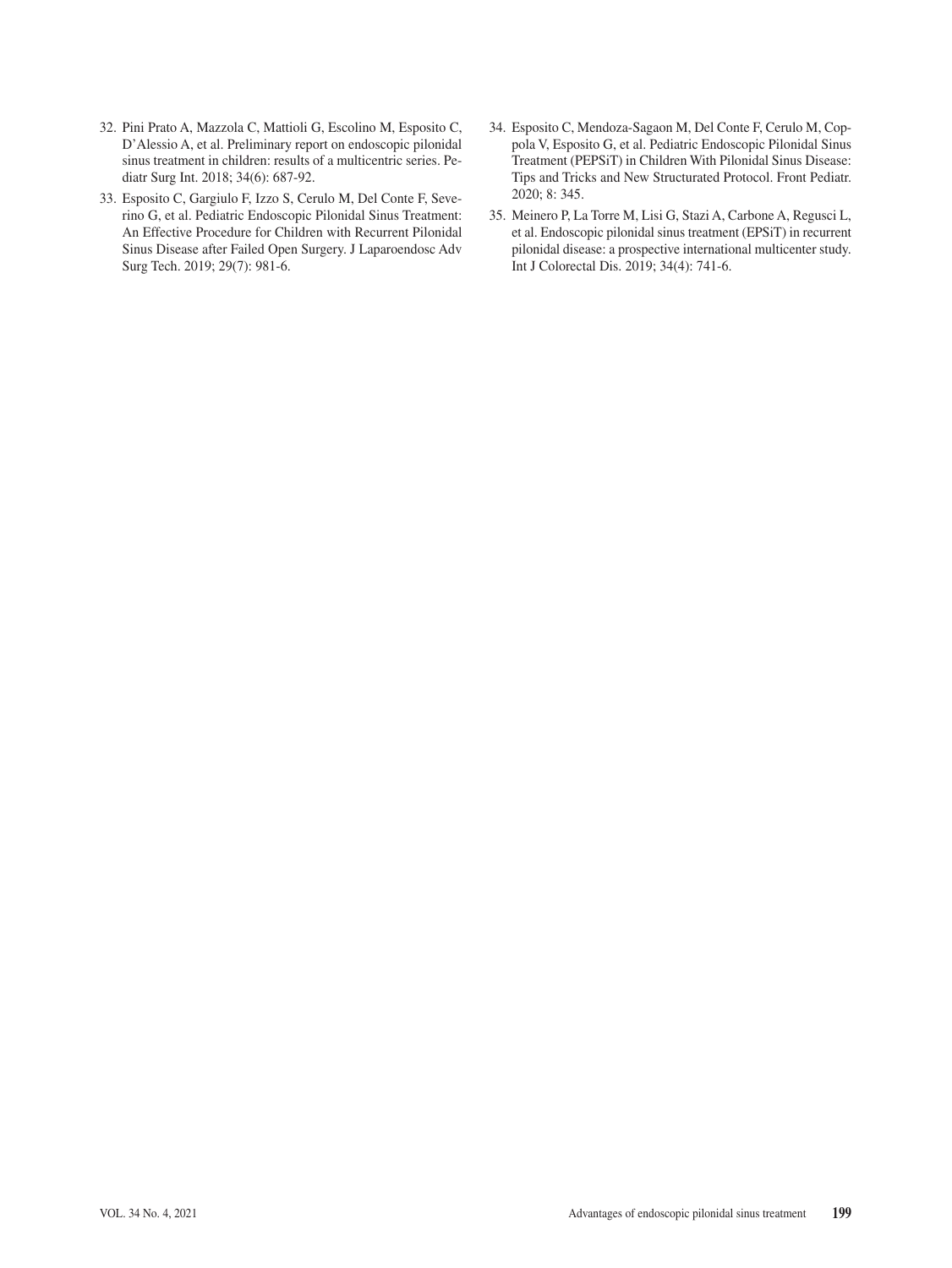32. Pini Prato A, Mazzola C, Mattioli G, Escolino M, Esposito C, D'Alessio A, et al. Preliminary report on endoscopic pilonidal sinus treatment in children: results of a multicentric series. Pediatr Surg Int. 2018; 34(6): 687-92.
33. Esposito C, Gargiulo F, Izzo S, Cerulo M, Del Conte F, Severino G, et al. Pediatric Endoscopic Pilonidal Sinus Treatment: An Effective Procedure for Children with Recurrent Pilonidal Sinus Disease after Failed Open Surgery. J Laparoendosc Adv Surg Tech. 2019; 29(7): 981-6.
34. Esposito C, Mendoza-Sagaon M, Del Conte F, Cerulo M, Coppola V, Esposito G, et al. Pediatric Endoscopic Pilonidal Sinus Treatment (PEPSiT) in Children With Pilonidal Sinus Disease: Tips and Tricks and New Structurated Protocol. Front Pediatr. 2020; 8: 345.
35. Meinero P, La Torre M, Lisi G, Stazi A, Carbone A, Regusci L, et al. Endoscopic pilonidal sinus treatment (EPSiT) in recurrent pilonidal disease: a prospective international multicenter study. Int J Colorectal Dis. 2019; 34(4): 741-6.